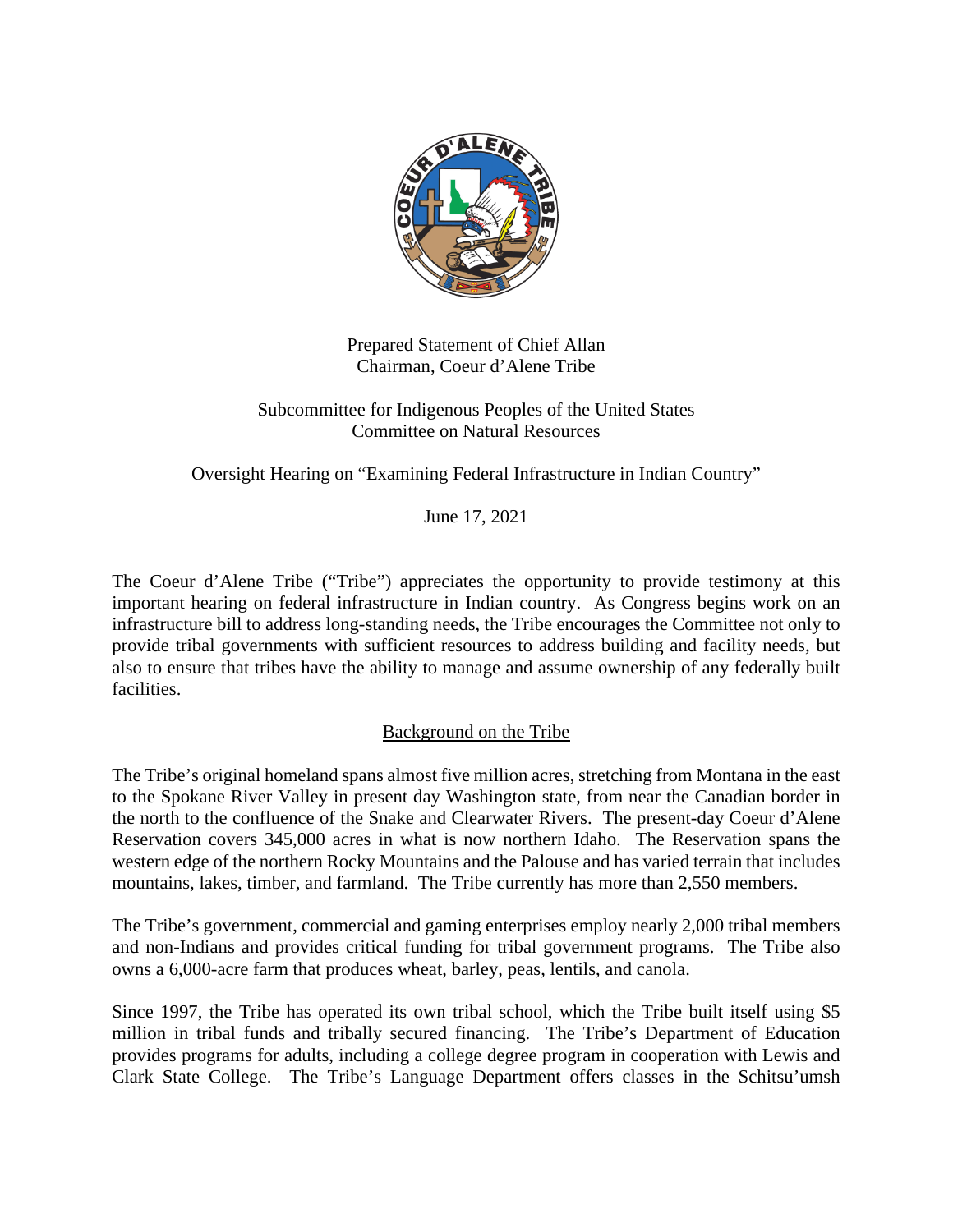Prepared Statement of Chief Allan
Chairman, Coeur d'Alene Tribe

Subcommittee for Indigenous Peoples of the United States
Committee on Natural Resources

Oversight Hearing on "Examining Federal Infrastructure in Indian Country"

June 17, 2021

The Coeur d'Alene Tribe ("Tribe") appreciates the opportunity to provide testimony at this important hearing on federal infrastructure in Indian country. As Congress begins work on an infrastructure bill to address long-standing needs, the Tribe encourages the Committee not only to provide tribal governments with sufficient resources to address building and facility needs, but also to ensure that tribes have the ability to manage and assume ownership of any federally built facilities.

## Background on the Tribe

The Tribe's original homeland spans almost five million acres, stretching from Montana in the east to the Spokane River Valley in present day Washington state, from near the Canadian border in the north to the confluence of the Snake and Clearwater Rivers. The present-day Coeur d'Alene Reservation covers 345,000 acres in what is now northern Idaho. The Reservation spans the western edge of the northern Rocky Mountains and the Palouse and has varied terrain that includes mountains, lakes, timber, and farmland. The Tribe currently has more than 2,550 members.

The Tribe's government, commercial and gaming enterprises employ nearly 2,000 tribal members and non-Indians and provides critical funding for tribal government programs. The Tribe also owns a 6,000-acre farm that produces wheat, barley, peas, lentils, and canola.

Since 1997, the Tribe has operated its own tribal school, which the Tribe built itself using $5 million in tribal funds and tribally secured financing. The Tribe's Department of Education provides programs for adults, including a college degree program in cooperation with Lewis and Clark State College. The Tribe's Language Department offers classes in the Schitsu'umsh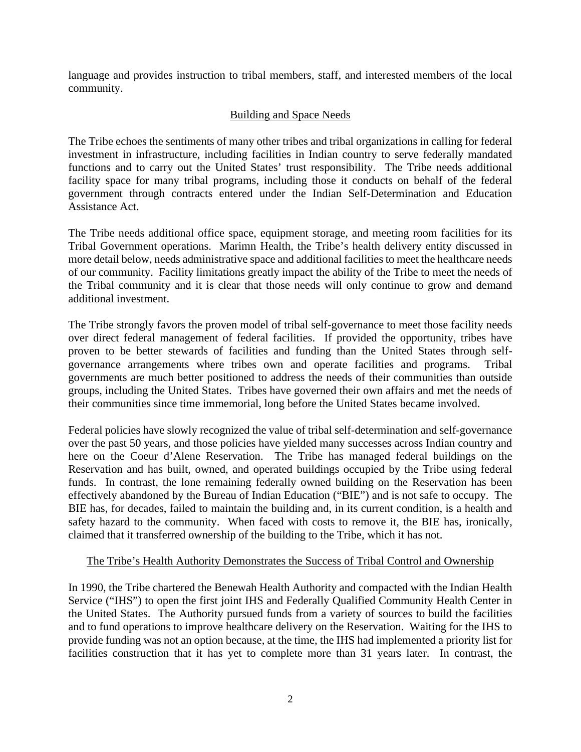language and provides instruction to tribal members, staff, and interested members of the local community.

## Building and Space Needs

The Tribe echoes the sentiments of many other tribes and tribal organizations in calling for federal investment in infrastructure, including facilities in Indian country to serve federally mandated functions and to carry out the United States' trust responsibility. The Tribe needs additional facility space for many tribal programs, including those it conducts on behalf of the federal government through contracts entered under the Indian Self-Determination and Education Assistance Act.

The Tribe needs additional office space, equipment storage, and meeting room facilities for its Tribal Government operations. Marimn Health, the Tribe's health delivery entity discussed in more detail below, needs administrative space and additional facilities to meet the healthcare needs of our community. Facility limitations greatly impact the ability of the Tribe to meet the needs of the Tribal community and it is clear that those needs will only continue to grow and demand additional investment.

The Tribe strongly favors the proven model of tribal self-governance to meet those facility needs over direct federal management of federal facilities. If provided the opportunity, tribes have proven to be better stewards of facilities and funding than the United States through self-governance arrangements where tribes own and operate facilities and programs. Tribal governments are much better positioned to address the needs of their communities than outside groups, including the United States. Tribes have governed their own affairs and met the needs of their communities since time immemorial, long before the United States became involved.

Federal policies have slowly recognized the value of tribal self-determination and self-governance over the past 50 years, and those policies have yielded many successes across Indian country and here on the Coeur d'Alene Reservation. The Tribe has managed federal buildings on the Reservation and has built, owned, and operated buildings occupied by the Tribe using federal funds. In contrast, the lone remaining federally owned building on the Reservation has been effectively abandoned by the Bureau of Indian Education ("BIE") and is not safe to occupy. The BIE has, for decades, failed to maintain the building and, in its current condition, is a health and safety hazard to the community. When faced with costs to remove it, the BIE has, ironically, claimed that it transferred ownership of the building to the Tribe, which it has not.

## The Tribe's Health Authority Demonstrates the Success of Tribal Control and Ownership

In 1990, the Tribe chartered the Benewah Health Authority and compacted with the Indian Health Service ("IHS") to open the first joint IHS and Federally Qualified Community Health Center in the United States. The Authority pursued funds from a variety of sources to build the facilities and to fund operations to improve healthcare delivery on the Reservation. Waiting for the IHS to provide funding was not an option because, at the time, the IHS had implemented a priority list for facilities construction that it has yet to complete more than 31 years later. In contrast, the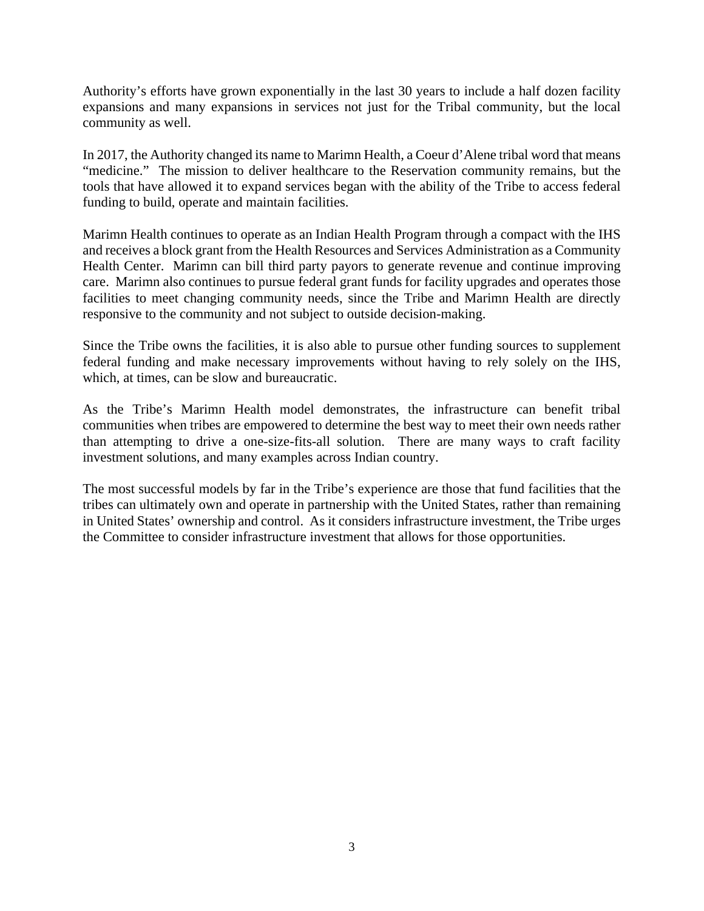Authority's efforts have grown exponentially in the last 30 years to include a half dozen facility expansions and many expansions in services not just for the Tribal community, but the local community as well.

In 2017, the Authority changed its name to Marimn Health, a Coeur d'Alene tribal word that means "medicine." The mission to deliver healthcare to the Reservation community remains, but the tools that have allowed it to expand services began with the ability of the Tribe to access federal funding to build, operate and maintain facilities.

Marimn Health continues to operate as an Indian Health Program through a compact with the IHS and receives a block grant from the Health Resources and Services Administration as a Community Health Center. Marimn can bill third party payors to generate revenue and continue improving care. Marimn also continues to pursue federal grant funds for facility upgrades and operates those facilities to meet changing community needs, since the Tribe and Marimn Health are directly responsive to the community and not subject to outside decision-making.

Since the Tribe owns the facilities, it is also able to pursue other funding sources to supplement federal funding and make necessary improvements without having to rely solely on the IHS, which, at times, can be slow and bureaucratic.

As the Tribe's Marimn Health model demonstrates, the infrastructure can benefit tribal communities when tribes are empowered to determine the best way to meet their own needs rather than attempting to drive a one-size-fits-all solution. There are many ways to craft facility investment solutions, and many examples across Indian country.

The most successful models by far in the Tribe's experience are those that fund facilities that the tribes can ultimately own and operate in partnership with the United States, rather than remaining in United States' ownership and control. As it considers infrastructure investment, the Tribe urges the Committee to consider infrastructure investment that allows for those opportunities.